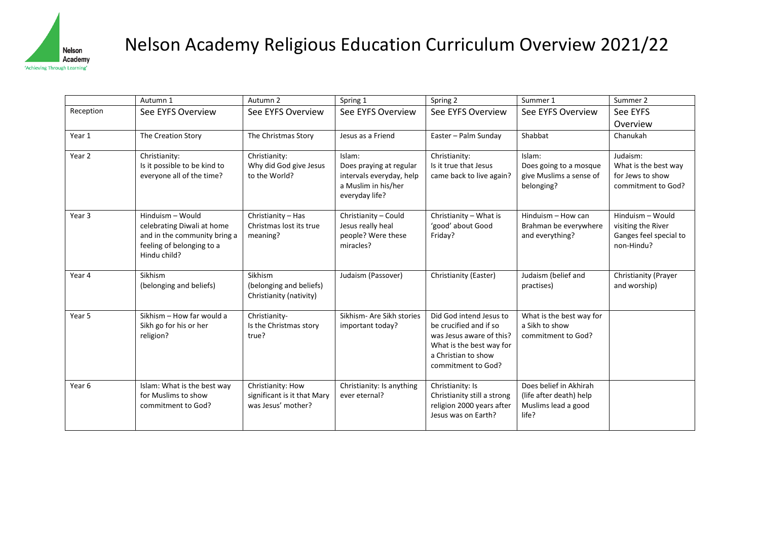# Nelson Academy Religious Education Curriculum Overview 2021/22

| | Autumn 1 | Autumn 2 | Spring 1 | Spring 2 | Summer 1 | Summer 2 |
|---|---|---|---|---|---|---|
| Reception | See EYFS Overview | See EYFS Overview | See EYFS Overview | See EYFS Overview | See EYFS Overview | See EYFS Overview |
| Year 1 | The Creation Story | The Christmas Story | Jesus as a Friend | Easter – Palm Sunday | Shabbat | Chanukah |
| Year 2 | Christianity: Is it possible to be kind to everyone all of the time? | Christianity: Why did God give Jesus to the World? | Islam: Does praying at regular intervals everyday, help a Muslim in his/her everyday life? | Christianity: Is it true that Jesus came back to live again? | Islam: Does going to a mosque give Muslims a sense of belonging? | Judaism: What is the best way for Jews to show commitment to God? |
| Year 3 | Hinduism – Would celebrating Diwali at home and in the community bring a feeling of belonging to a Hindu child? | Christianity – Has Christmas lost its true meaning? | Christianity – Could Jesus really heal people? Were these miracles? | Christianity – What is 'good' about Good Friday? | Hinduism – How can Brahman be everywhere and everything? | Hinduism – Would visiting the River Ganges feel special to non-Hindu? |
| Year 4 | Sikhism (belonging and beliefs) | Sikhism (belonging and beliefs) Christianity (nativity) | Judaism (Passover) | Christianity (Easter) | Judaism (belief and practises) | Christianity (Prayer and worship) |
| Year 5 | Sikhism – How far would a Sikh go for his or her religion? | Christianity- Is the Christmas story true? | Sikhism- Are Sikh stories important today? | Did God intend Jesus to be crucified and if so was Jesus aware of this? What is the best way for a Christian to show commitment to God? | What is the best way for a Sikh to show commitment to God? | |
| Year 6 | Islam: What is the best way for Muslims to show commitment to God? | Christianity: How significant is it that Mary was Jesus' mother? | Christianity: Is anything ever eternal? | Christianity: Is Christianity still a strong religion 2000 years after Jesus was on Earth? | Does belief in Akhirah (life after death) help Muslims lead a good life? | |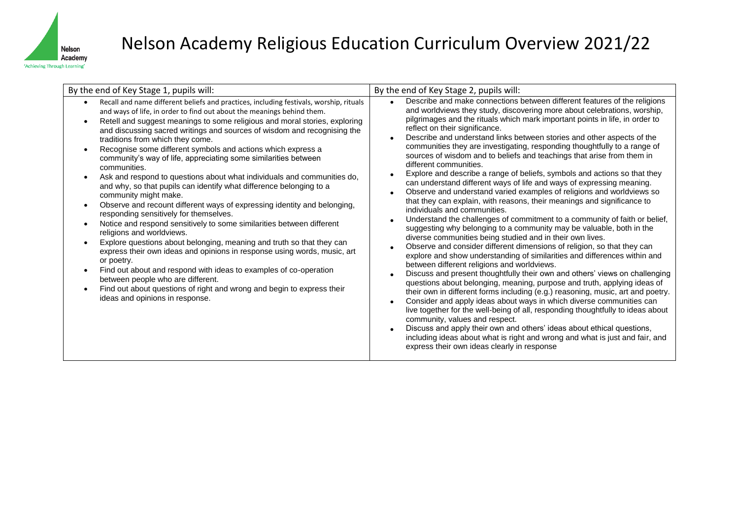# Nelson Academy Religious Education Curriculum Overview 2021/22

| By the end of Key Stage 1, pupils will: | By the end of Key Stage 2, pupils will: |
| --- | --- |
| <ul><li>Recall and name different beliefs and practices, including festivals, worship, rituals and ways of life, in order to find out about the meanings behind them.</li><li>Retell and suggest meanings to some religious and moral stories, exploring and discussing sacred writings and sources of wisdom and recognising the traditions from which they come.</li><li>Recognise some different symbols and actions which express a community's way of life, appreciating some similarities between communities.</li><li>Ask and respond to questions about what individuals and communities do, and why, so that pupils can identify what difference belonging to a community might make.</li><li>Observe and recount different ways of expressing identity and belonging, responding sensitively for themselves.</li><li>Notice and respond sensitively to some similarities between different religions and worldviews.</li><li>Explore questions about belonging, meaning and truth so that they can express their own ideas and opinions in response using words, music, art or poetry.</li><li>Find out about and respond with ideas to examples of co-operation between people who are different.</li><li>Find out about questions of right and wrong and begin to express their ideas and opinions in response.</li></ul> | <ul><li>Describe and make connections between different features of the religions and worldviews they study, discovering more about celebrations, worship, pilgrimages and the rituals which mark important points in life, in order to reflect on their significance.</li><li>Describe and understand links between stories and other aspects of the communities they are investigating, responding thoughtfully to a range of sources of wisdom and to beliefs and teachings that arise from them in different communities.</li><li>Explore and describe a range of beliefs, symbols and actions so that they can understand different ways of life and ways of expressing meaning.</li><li>Observe and understand varied examples of religions and worldviews so that they can explain, with reasons, their meanings and significance to individuals and communities.</li><li>Understand the challenges of commitment to a community of faith or belief, suggesting why belonging to a community may be valuable, both in the diverse communities being studied and in their own lives.</li><li>Observe and consider different dimensions of religion, so that they can explore and show understanding of similarities and differences within and between different religions and worldviews.</li><li>Discuss and present thoughtfully their own and others' views on challenging questions about belonging, meaning, purpose and truth, applying ideas of their own in different forms including (e.g.) reasoning, music, art and poetry.</li><li>Consider and apply ideas about ways in which diverse communities can live together for the well-being of all, responding thoughtfully to ideas about community, values and respect.</li><li>Discuss and apply their own and others' ideas about ethical questions, including ideas about what is right and wrong and what is just and fair, and express their own ideas clearly in response</li></ul> |